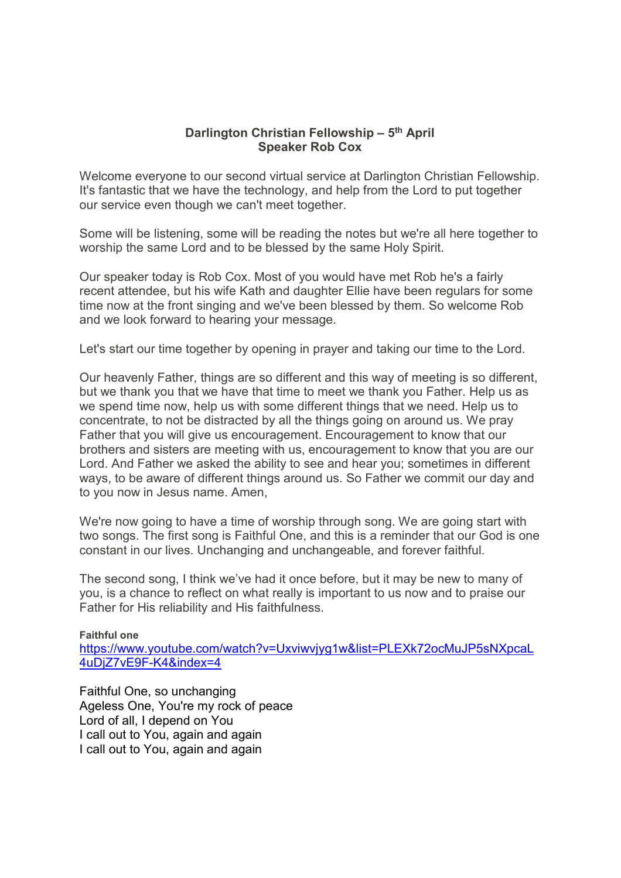**Darlington Christian Fellowship – 5th April**
**Speaker Rob Cox**

Welcome everyone to our second virtual service at Darlington Christian Fellowship. It's fantastic that we have the technology, and help from the Lord to put together our service even though we can't meet together.

Some will be listening, some will be reading the notes but we're all here together to worship the same Lord and to be blessed by the same Holy Spirit.

Our speaker today is Rob Cox. Most of you would have met Rob he's a fairly recent attendee, but his wife Kath and daughter Ellie have been regulars for some time now at the front singing and we've been blessed by them. So welcome Rob and we look forward to hearing your message.

Let's start our time together by opening in prayer and taking our time to the Lord.

Our heavenly Father, things are so different and this way of meeting is so different, but we thank you that we have that time to meet we thank you Father. Help us as we spend time now, help us with some different things that we need. Help us to concentrate, to not be distracted by all the things going on around us. We pray Father that you will give us encouragement. Encouragement to know that our brothers and sisters are meeting with us, encouragement to know that you are our Lord. And Father we asked the ability to see and hear you; sometimes in different ways, to be aware of different things around us. So Father we commit our day and to you now in Jesus name. Amen,

We're now going to have a time of worship through song. We are going start with two songs. The first song is Faithful One, and this is a reminder that our God is one constant in our lives. Unchanging and unchangeable, and forever faithful.

The second song, I think we've had it once before, but it may be new to many of you, is a chance to reflect on what really is important to us now and to praise our Father for His reliability and His faithfulness.

**Faithful one**
https://www.youtube.com/watch?v=Uxviwvjyg1w&list=PLEXk72ocMuJP5sNXpcaL4uDjZ7vE9F-K4&index=4

Faithful One, so unchanging
Ageless One, You're my rock of peace
Lord of all, I depend on You
I call out to You, again and again
I call out to You, again and again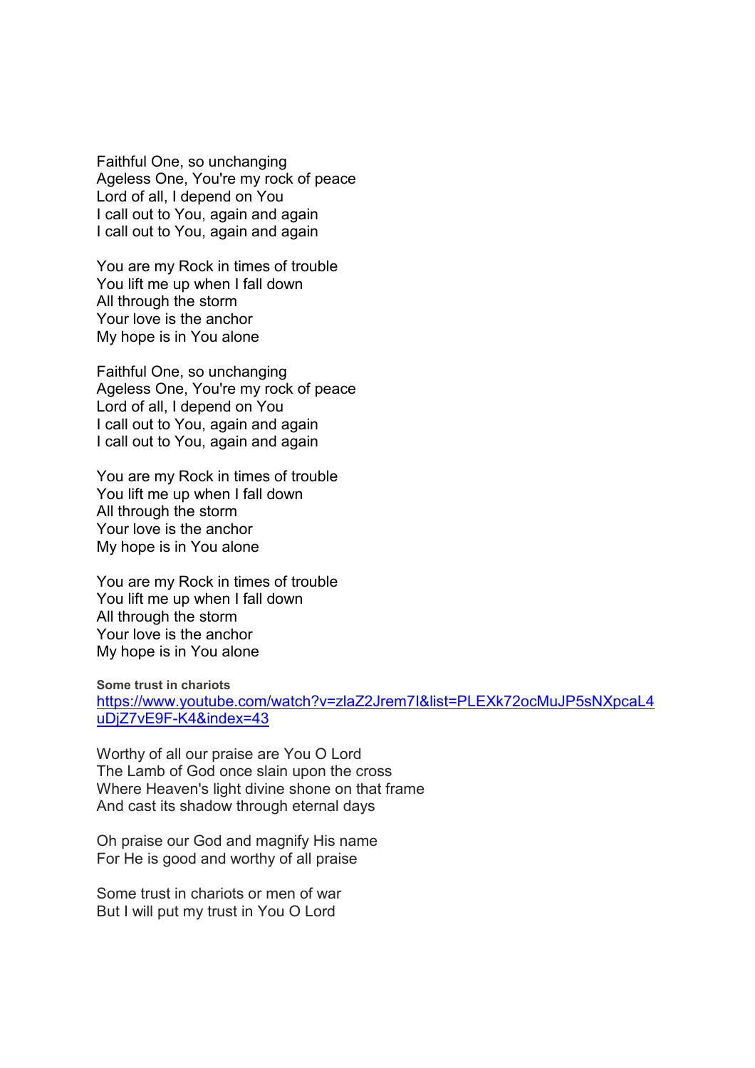Faithful One, so unchanging
Ageless One, You're my rock of peace
Lord of all, I depend on You
I call out to You, again and again
I call out to You, again and again

You are my Rock in times of trouble
You lift me up when I fall down
All through the storm
Your love is the anchor
My hope is in You alone

Faithful One, so unchanging
Ageless One, You're my rock of peace
Lord of all, I depend on You
I call out to You, again and again
I call out to You, again and again

You are my Rock in times of trouble
You lift me up when I fall down
All through the storm
Your love is the anchor
My hope is in You alone

You are my Rock in times of trouble
You lift me up when I fall down
All through the storm
Your love is the anchor
My hope is in You alone

**Some trust in chariots**
[https://www.youtube.com/watch?v=zlaZ2Jrem7I&list=PLEXk72ocMuJP5sNXpcaL4uDjZ7vE9F-K4&index=43](https://www.youtube.com/watch?v=zlaZ2Jrem7I&list=PLEXk72ocMuJP5sNXpcaL4uDjZ7vE9F-K4&index=43)

Worthy of all our praise are You O Lord
The Lamb of God once slain upon the cross
Where Heaven's light divine shone on that frame
And cast its shadow through eternal days

Oh praise our God and magnify His name
For He is good and worthy of all praise

Some trust in chariots or men of war
But I will put my trust in You O Lord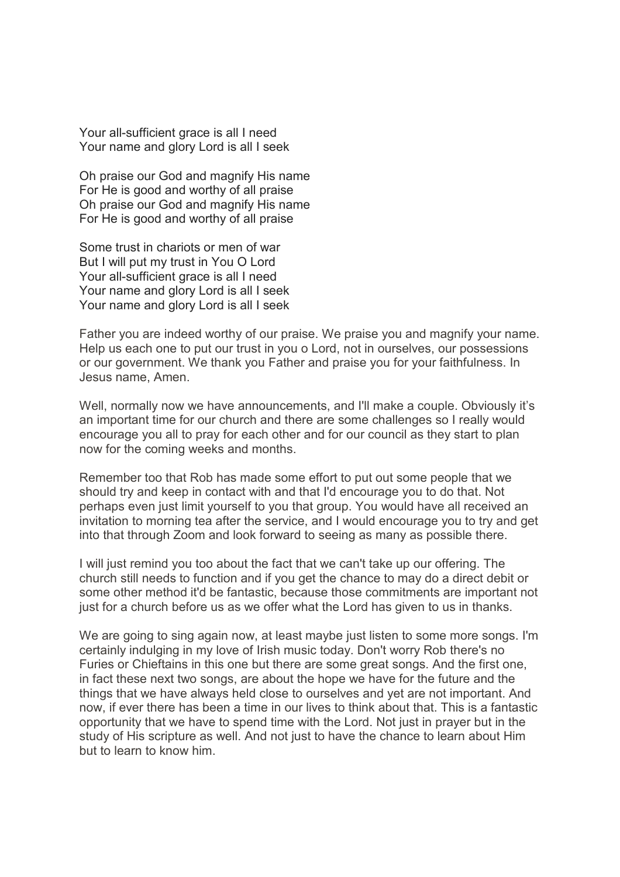Your all-sufficient grace is all I need
Your name and glory Lord is all I seek

Oh praise our God and magnify His name
For He is good and worthy of all praise
Oh praise our God and magnify His name
For He is good and worthy of all praise

Some trust in chariots or men of war
But I will put my trust in You O Lord
Your all-sufficient grace is all I need
Your name and glory Lord is all I seek
Your name and glory Lord is all I seek

Father you are indeed worthy of our praise. We praise you and magnify your name. Help us each one to put our trust in you o Lord, not in ourselves, our possessions or our government. We thank you Father and praise you for your faithfulness. In Jesus name, Amen.

Well, normally now we have announcements, and I'll make a couple. Obviously it's an important time for our church and there are some challenges so I really would encourage you all to pray for each other and for our council as they start to plan now for the coming weeks and months.

Remember too that Rob has made some effort to put out some people that we should try and keep in contact with and that I'd encourage you to do that. Not perhaps even just limit yourself to you that group. You would have all received an invitation to morning tea after the service, and I would encourage you to try and get into that through Zoom and look forward to seeing as many as possible there.

I will just remind you too about the fact that we can't take up our offering. The church still needs to function and if you get the chance to may do a direct debit or some other method it'd be fantastic, because those commitments are important not just for a church before us as we offer what the Lord has given to us in thanks.

We are going to sing again now, at least maybe just listen to some more songs. I'm certainly indulging in my love of Irish music today. Don't worry Rob there's no Furies or Chieftains in this one but there are some great songs. And the first one, in fact these next two songs, are about the hope we have for the future and the things that we have always held close to ourselves and yet are not important. And now, if ever there has been a time in our lives to think about that. This is a fantastic opportunity that we have to spend time with the Lord. Not just in prayer but in the study of His scripture as well. And not just to have the chance to learn about Him but to learn to know him.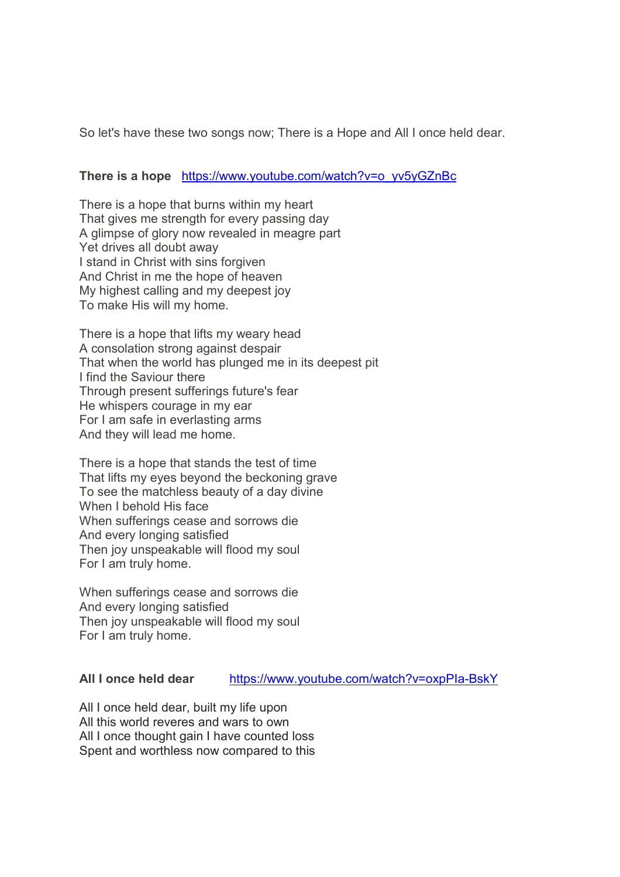So let's have these two songs now; There is a Hope and All I once held dear.

**There is a hope** https://www.youtube.com/watch?v=o_yv5yGZnBc

There is a hope that burns within my heart
That gives me strength for every passing day
A glimpse of glory now revealed in meagre part
Yet drives all doubt away
I stand in Christ with sins forgiven
And Christ in me the hope of heaven
My highest calling and my deepest joy
To make His will my home.

There is a hope that lifts my weary head
A consolation strong against despair
That when the world has plunged me in its deepest pit
I find the Saviour there
Through present sufferings future's fear
He whispers courage in my ear
For I am safe in everlasting arms
And they will lead me home.

There is a hope that stands the test of time
That lifts my eyes beyond the beckoning grave
To see the matchless beauty of a day divine
When I behold His face
When sufferings cease and sorrows die
And every longing satisfied
Then joy unspeakable will flood my soul
For I am truly home.

When sufferings cease and sorrows die
And every longing satisfied
Then joy unspeakable will flood my soul
For I am truly home.

**All I once held dear** https://www.youtube.com/watch?v=oxpPIa-BskY

All I once held dear, built my life upon
All this world reveres and wars to own
All I once thought gain I have counted loss
Spent and worthless now compared to this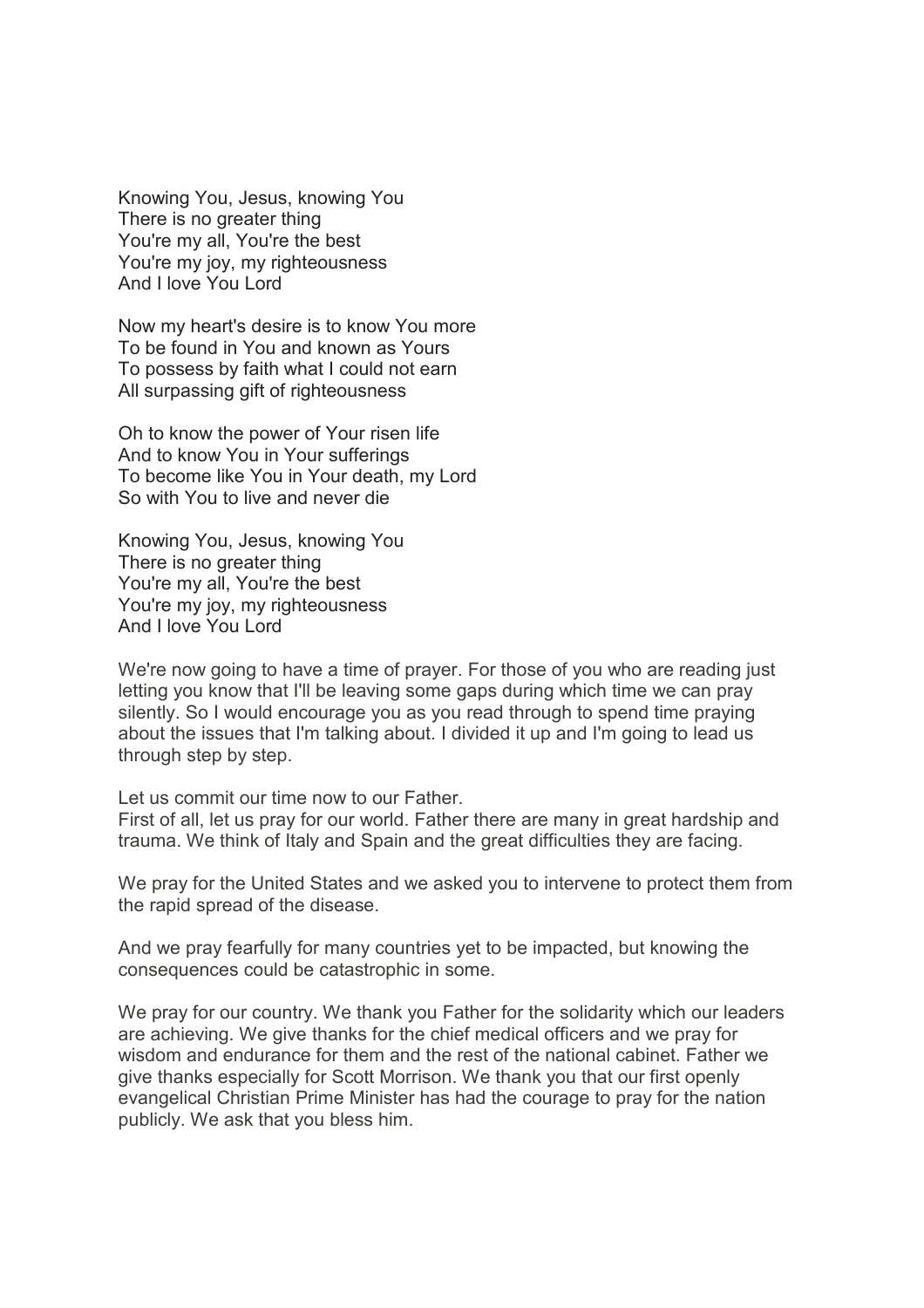Knowing You, Jesus, knowing You
There is no greater thing
You're my all, You're the best
You're my joy, my righteousness
And I love You Lord

Now my heart's desire is to know You more
To be found in You and known as Yours
To possess by faith what I could not earn
All surpassing gift of righteousness

Oh to know the power of Your risen life
And to know You in Your sufferings
To become like You in Your death, my Lord
So with You to live and never die

Knowing You, Jesus, knowing You
There is no greater thing
You're my all, You're the best
You're my joy, my righteousness
And I love You Lord

We're now going to have a time of prayer. For those of you who are reading just letting you know that I'll be leaving some gaps during which time we can pray silently. So I would encourage you as you read through to spend time praying about the issues that I'm talking about. I divided it up and I'm going to lead us through step by step.

Let us commit our time now to our Father.
First of all, let us pray for our world. Father there are many in great hardship and trauma. We think of Italy and Spain and the great difficulties they are facing.

We pray for the United States and we asked you to intervene to protect them from the rapid spread of the disease.

And we pray fearfully for many countries yet to be impacted, but knowing the consequences could be catastrophic in some.

We pray for our country. We thank you Father for the solidarity which our leaders are achieving. We give thanks for the chief medical officers and we pray for wisdom and endurance for them and the rest of the national cabinet. Father we give thanks especially for Scott Morrison. We thank you that our first openly evangelical Christian Prime Minister has had the courage to pray for the nation publicly. We ask that you bless him.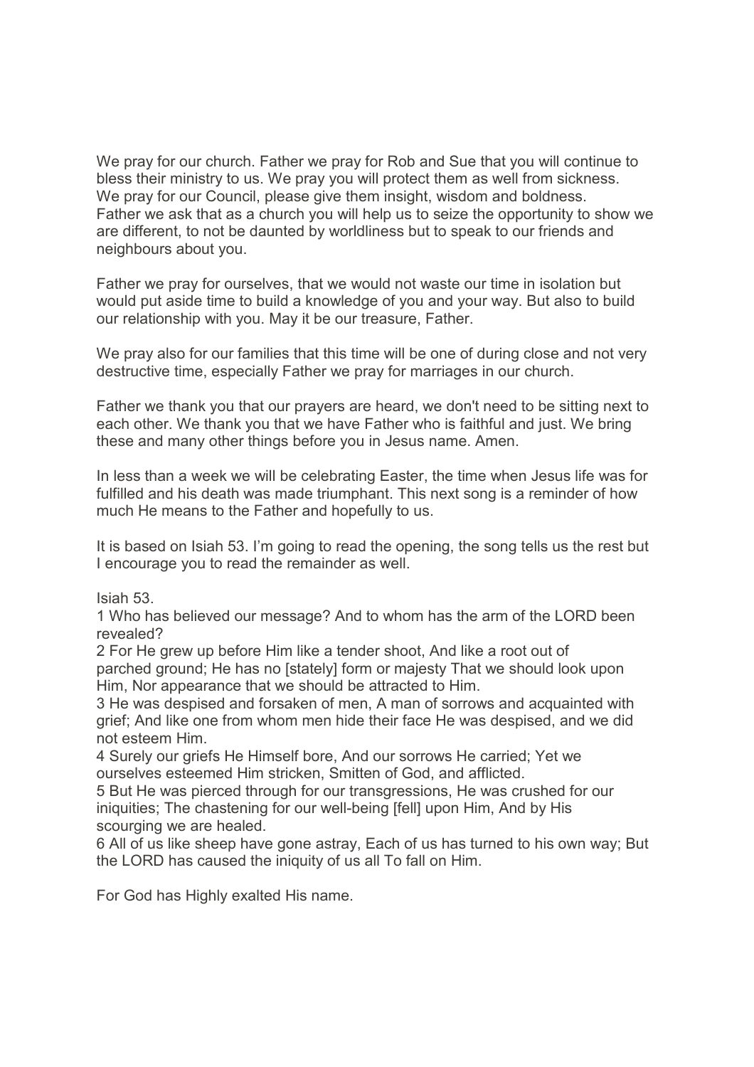We pray for our church. Father we pray for Rob and Sue that you will continue to bless their ministry to us. We pray you will protect them as well from sickness. We pray for our Council, please give them insight, wisdom and boldness. Father we ask that as a church you will help us to seize the opportunity to show we are different, to not be daunted by worldliness but to speak to our friends and neighbours about you.

Father we pray for ourselves, that we would not waste our time in isolation but would put aside time to build a knowledge of you and your way. But also to build our relationship with you. May it be our treasure, Father.

We pray also for our families that this time will be one of during close and not very destructive time, especially Father we pray for marriages in our church.

Father we thank you that our prayers are heard, we don't need to be sitting next to each other. We thank you that we have Father who is faithful and just. We bring these and many other things before you in Jesus name. Amen.

In less than a week we will be celebrating Easter, the time when Jesus life was for fulfilled and his death was made triumphant. This next song is a reminder of how much He means to the Father and hopefully to us.

It is based on Isiah 53. I'm going to read the opening, the song tells us the rest but I encourage you to read the remainder as well.

Isiah 53.
1 Who has believed our message? And to whom has the arm of the LORD been revealed?
2 For He grew up before Him like a tender shoot, And like a root out of parched ground; He has no [stately] form or majesty That we should look upon Him, Nor appearance that we should be attracted to Him.
3 He was despised and forsaken of men, A man of sorrows and acquainted with grief; And like one from whom men hide their face He was despised, and we did not esteem Him.
4 Surely our griefs He Himself bore, And our sorrows He carried; Yet we ourselves esteemed Him stricken, Smitten of God, and afflicted.
5 But He was pierced through for our transgressions, He was crushed for our iniquities; The chastening for our well-being [fell] upon Him, And by His scourging we are healed.
6 All of us like sheep have gone astray, Each of us has turned to his own way; But the LORD has caused the iniquity of us all To fall on Him.

For God has Highly exalted His name.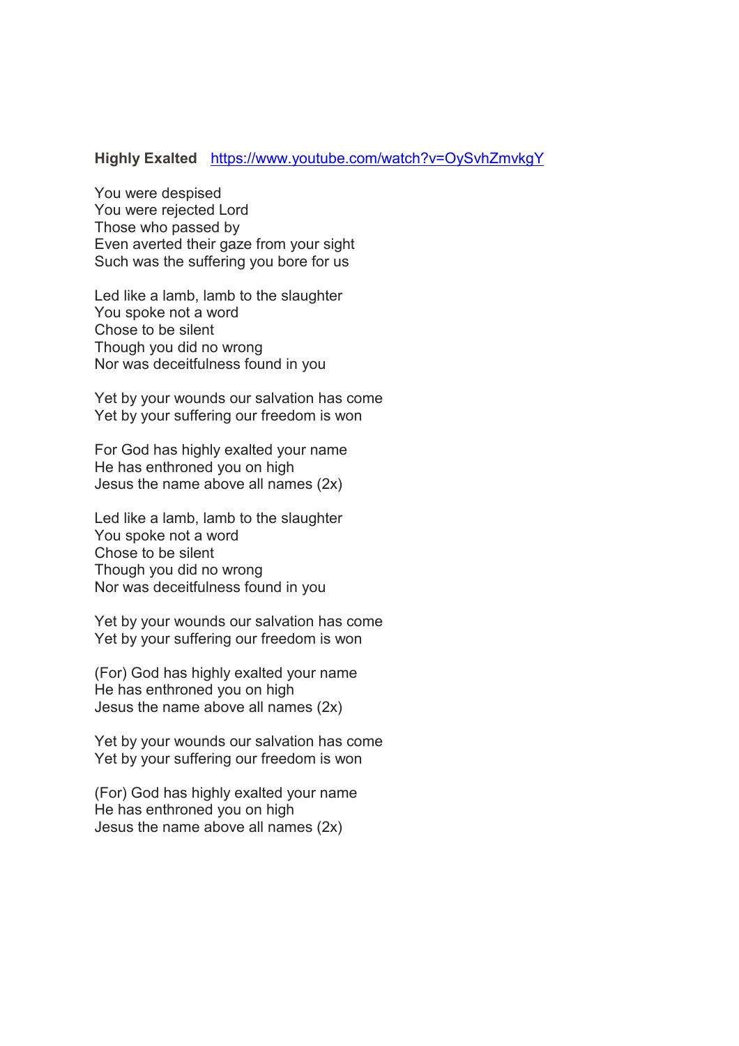**Highly Exalted** [https://www.youtube.com/watch?v=OySvhZmvkgY](https://www.youtube.com/watch?v=OySvhZmvkgY)

You were despised
You were rejected Lord
Those who passed by
Even averted their gaze from your sight
Such was the suffering you bore for us

Led like a lamb, lamb to the slaughter
You spoke not a word
Chose to be silent
Though you did no wrong
Nor was deceitfulness found in you

Yet by your wounds our salvation has come
Yet by your suffering our freedom is won

For God has highly exalted your name
He has enthroned you on high
Jesus the name above all names (2x)

Led like a lamb, lamb to the slaughter
You spoke not a word
Chose to be silent
Though you did no wrong
Nor was deceitfulness found in you

Yet by your wounds our salvation has come
Yet by your suffering our freedom is won

(For) God has highly exalted your name
He has enthroned you on high
Jesus the name above all names (2x)

Yet by your wounds our salvation has come
Yet by your suffering our freedom is won

(For) God has highly exalted your name
He has enthroned you on high
Jesus the name above all names (2x)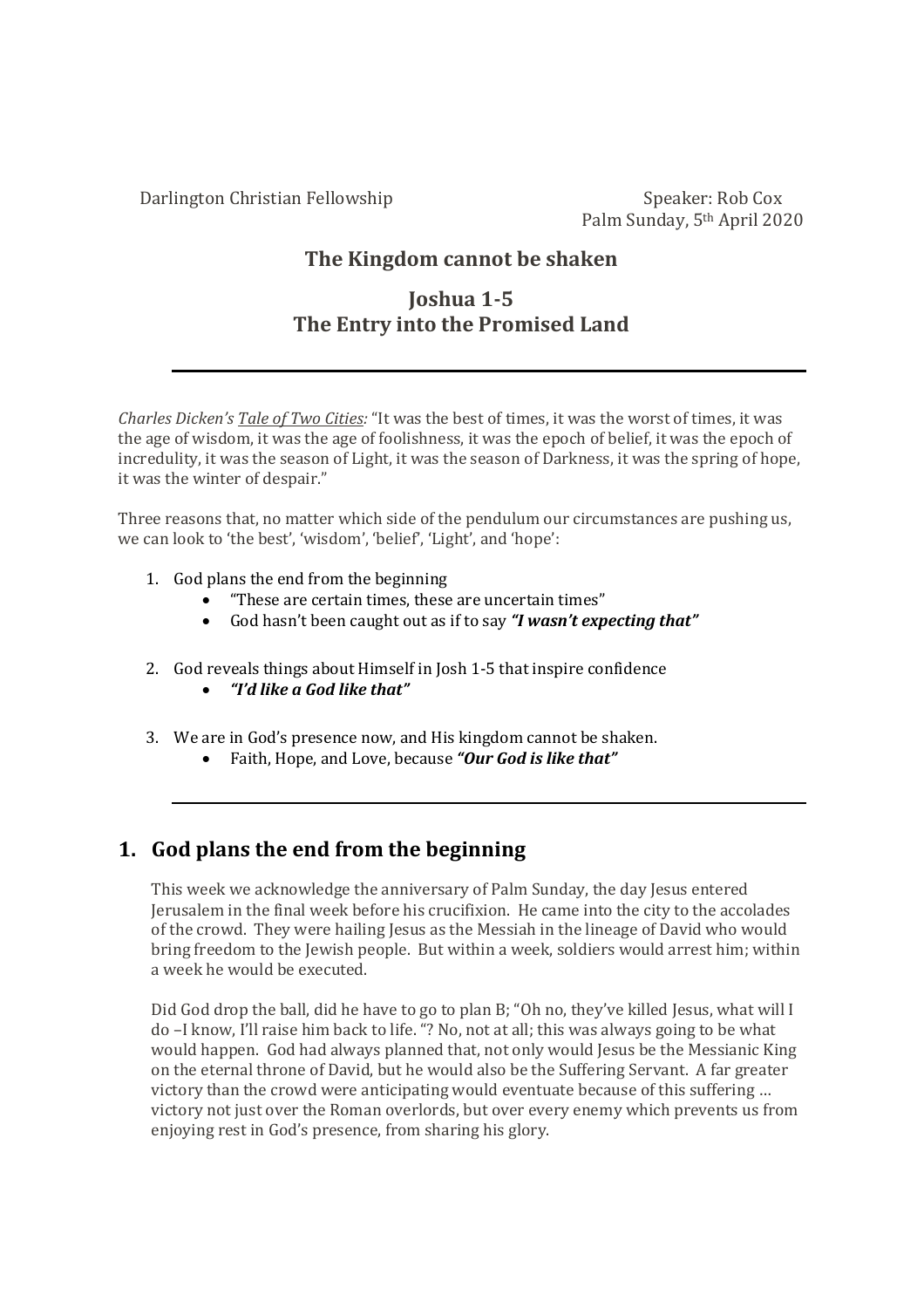Darlington Christian Fellowship

Speaker: Rob Cox
Palm Sunday, 5th April 2020

## The Kingdom cannot be shaken

## Joshua 1-5
## The Entry into the Promised Land

---

*Charles Dicken's* *Tale of Two Cities:* "It was the best of times, it was the worst of times, it was the age of wisdom, it was the age of foolishness, it was the epoch of belief, it was the epoch of incredulity, it was the season of Light, it was the season of Darkness, it was the spring of hope, it was the winter of despair."

Three reasons that, no matter which side of the pendulum our circumstances are pushing us, we can look to 'the best', 'wisdom', 'belief', 'Light', and 'hope':

1. God plans the end from the beginning
    - "These are certain times, these are uncertain times"
    - God hasn't been caught out as if to say ***"I wasn't expecting that"***

2. God reveals things about Himself in Josh 1-5 that inspire confidence
    - ***"I'd like a God like that"***

3. We are in God's presence now, and His kingdom cannot be shaken.
    - Faith, Hope, and Love, because ***"Our God is like that"***

---

## 1. God plans the end from the beginning

This week we acknowledge the anniversary of Palm Sunday, the day Jesus entered Jerusalem in the final week before his crucifixion. He came into the city to the accolades of the crowd. They were hailing Jesus as the Messiah in the lineage of David who would bring freedom to the Jewish people. But within a week, soldiers would arrest him; within a week he would be executed.

Did God drop the ball, did he have to go to plan B; "Oh no, they've killed Jesus, what will I do –I know, I'll raise him back to life. "? No, not at all; this was always going to be what would happen. God had always planned that, not only would Jesus be the Messianic King on the eternal throne of David, but he would also be the Suffering Servant. A far greater victory than the crowd were anticipating would eventuate because of this suffering … victory not just over the Roman overlords, but over every enemy which prevents us from enjoying rest in God's presence, from sharing his glory.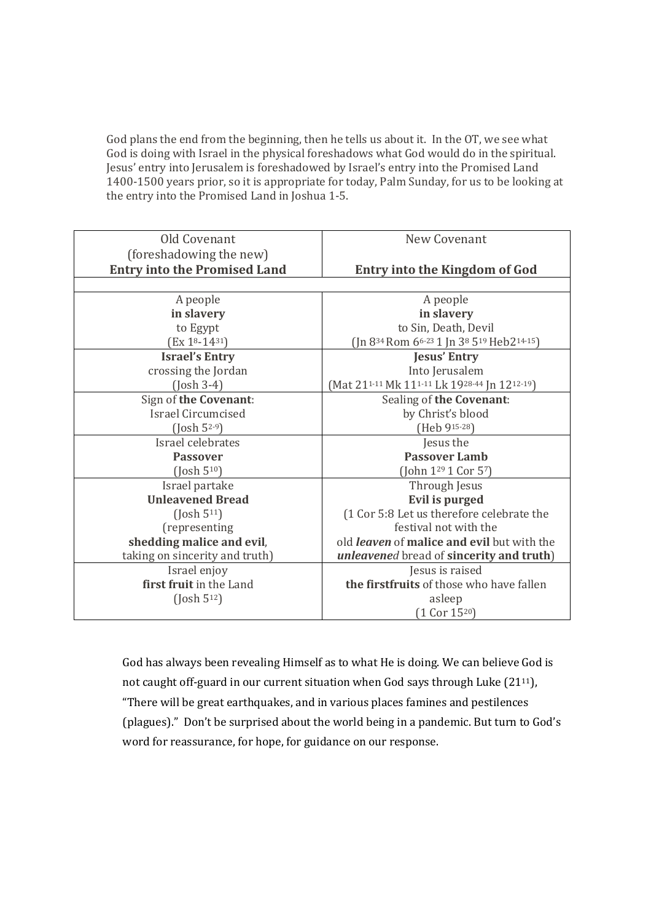God plans the end from the beginning, then he tells us about it. In the OT, we see what God is doing with Israel in the physical foreshadows what God would do in the spiritual. Jesus' entry into Jerusalem is foreshadowed by Israel's entry into the Promised Land 1400-1500 years prior, so it is appropriate for today, Palm Sunday, for us to be looking at the entry into the Promised Land in Joshua 1-5.

| Old Covenant (foreshadowing the new) **Entry into the Promised Land** | New Covenant **Entry into the Kingdom of God** |
|---|---|
| | |
| A people **in slavery** to Egypt (Ex 1[8]-14[31]) | A people **in slavery** to Sin, Death, Devil (Jn 8[34] Rom 6[6-23] 1 Jn 3[8] 5[19] Heb2[14-15]) |
| **Israel's Entry** crossing the Jordan (Josh 3-4) | **Jesus' Entry** Into Jerusalem (Mat 21[1-11] Mk 11[1-11] Lk 19[28-44] Jn 12[12-19]) |
| Sign of **the Covenant**: Israel Circumcised (Josh 5[2-9]) | Sealing of **the Covenant**: by Christ's blood (Heb 9[15-28]) |
| Israel celebrates **Passover** (Josh 5[10]) | Jesus the **Passover Lamb** (John 1[29] 1 Cor 5[7]) |
| Israel partake **Unleavened Bread** (Josh 5[11]) (representing **shedding malice and evil**, taking on sincerity and truth) | Through Jesus **Evil is purged** (1 Cor 5:8 Let us therefore celebrate the festival not with the old ***leaven*** of **malice and evil** but with the ***unleavene**d* bread of **sincerity and truth**) |
| Israel enjoy **first fruit** in the Land (Josh 5[12]) | Jesus is raised **the firstfruits** of those who have fallen asleep (1 Cor 15[20]) |

God has always been revealing Himself as to what He is doing. We can believe God is not caught off-guard in our current situation when God says through Luke (21[11]), "There will be great earthquakes, and in various places famines and pestilences (plagues)." Don't be surprised about the world being in a pandemic. But turn to God's word for reassurance, for hope, for guidance on our response.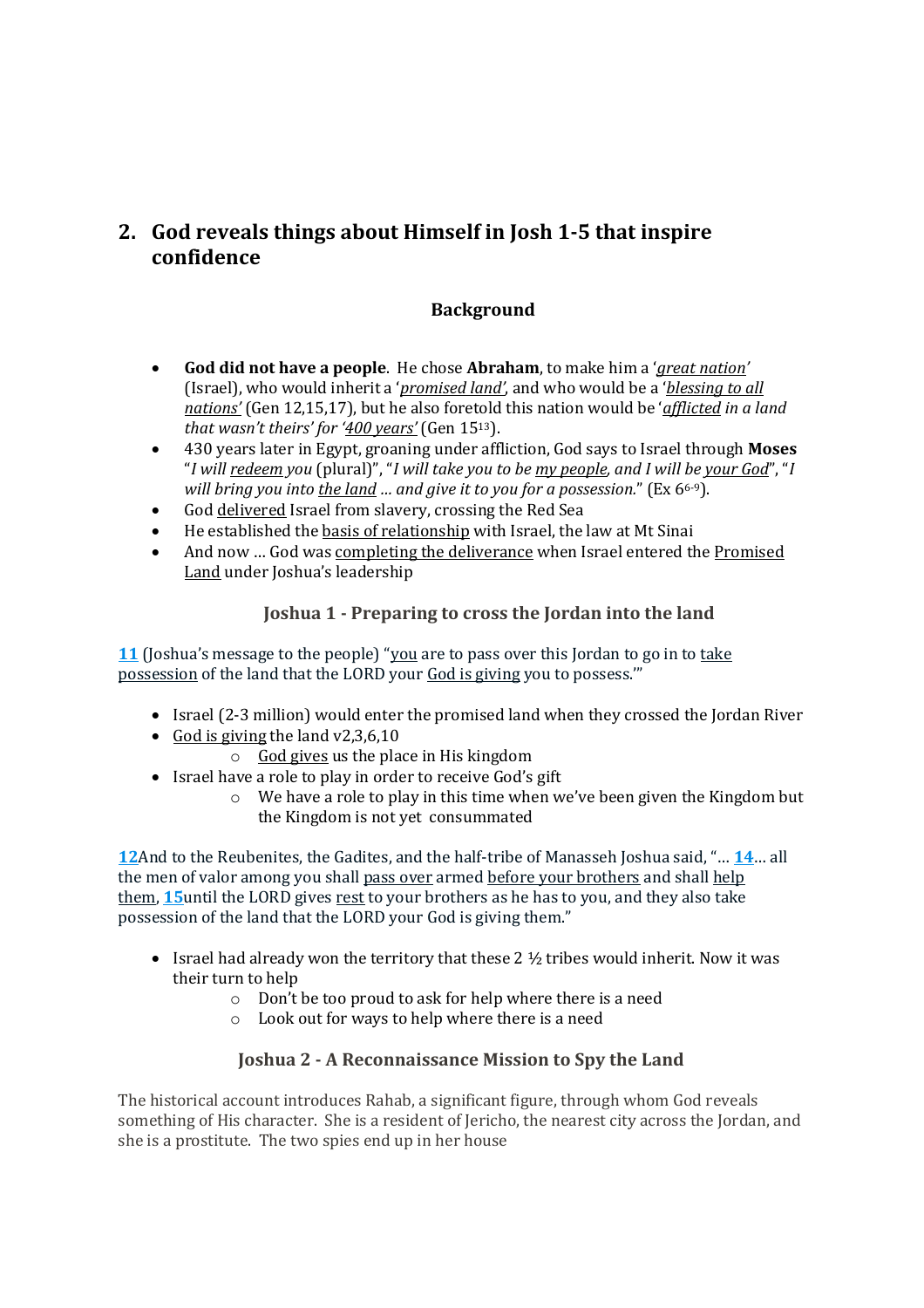## 2. God reveals things about Himself in Josh 1-5 that inspire confidence

### Background

- **God did not have a people**. He chose **Abraham**, to make him a '*great nation*' (Israel), who would inherit a '*promised land*', and who would be a '*blessing to all nations*' (Gen 12,15,17), but he also foretold this nation would be '*afflicted in a land that wasn't theirs*' for '*400 years*' (Gen 15[13]).
- 430 years later in Egypt, groaning under affliction, God says to Israel through **Moses** "*I will redeem you* (plural)", "*I will take you to be my people, and I will be your God*", "*I will bring you into the land … and give it to you for a possession.*" (Ex 6[6-9]).
- God delivered Israel from slavery, crossing the Red Sea
- He established the basis of relationship with Israel, the law at Mt Sinai
- And now … God was completing the deliverance when Israel entered the Promised Land under Joshua's leadership

### Joshua 1 - Preparing to cross the Jordan into the land

**11** (Joshua's message to the people) "you are to pass over this Jordan to go in to take possession of the land that the LORD your God is giving you to possess.'"

- Israel (2-3 million) would enter the promised land when they crossed the Jordan River
- God is giving the land v2,3,6,10
  - God gives us the place in His kingdom
- Israel have a role to play in order to receive God's gift
  - We have a role to play in this time when we've been given the Kingdom but the Kingdom is not yet consummated

**12**And to the Reubenites, the Gadites, and the half-tribe of Manasseh Joshua said, "… **14**… all the men of valor among you shall pass over armed before your brothers and shall help them, **15**until the LORD gives rest to your brothers as he has to you, and they also take possession of the land that the LORD your God is giving them."

- Israel had already won the territory that these 2 ½ tribes would inherit. Now it was their turn to help
  - Don't be too proud to ask for help where there is a need
  - Look out for ways to help where there is a need

### Joshua 2 - A Reconnaissance Mission to Spy the Land

The historical account introduces Rahab, a significant figure, through whom God reveals something of His character. She is a resident of Jericho, the nearest city across the Jordan, and she is a prostitute. The two spies end up in her house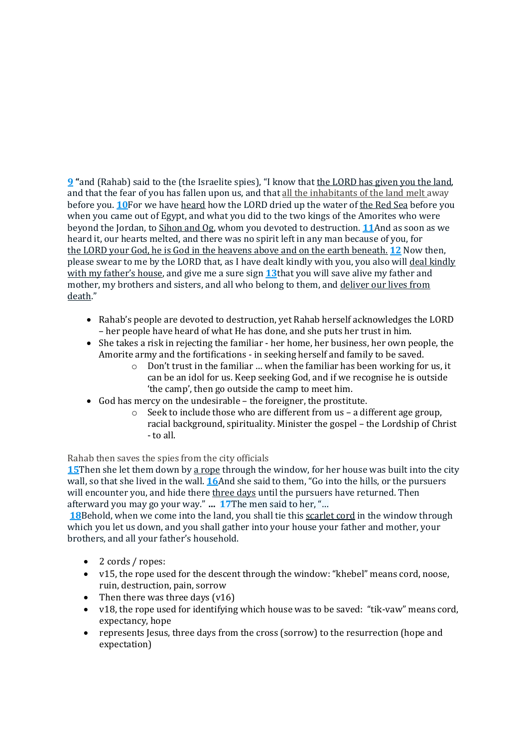**9** "and (Rahab) said to the (the Israelite spies), "I know that the LORD has given you the land, and that the fear of you has fallen upon us, and that all the inhabitants of the land melt away before you. **10**For we have heard how the LORD dried up the water of the Red Sea before you when you came out of Egypt, and what you did to the two kings of the Amorites who were beyond the Jordan, to Sihon and Og, whom you devoted to destruction. **11**And as soon as we heard it, our hearts melted, and there was no spirit left in any man because of you, for the LORD your God, he is God in the heavens above and on the earth beneath. **12** Now then, please swear to me by the LORD that, as I have dealt kindly with you, you also will deal kindly with my father's house, and give me a sure sign **13**that you will save alive my father and mother, my brothers and sisters, and all who belong to them, and deliver our lives from death."

- Rahab's people are devoted to destruction, yet Rahab herself acknowledges the LORD – her people have heard of what He has done, and she puts her trust in him.
- She takes a risk in rejecting the familiar - her home, her business, her own people, the Amorite army and the fortifications - in seeking herself and family to be saved.
  - Don't trust in the familiar … when the familiar has been working for us, it can be an idol for us. Keep seeking God, and if we recognise he is outside 'the camp', then go outside the camp to meet him.
- God has mercy on the undesirable – the foreigner, the prostitute.
  - Seek to include those who are different from us – a different age group, racial background, spirituality. Minister the gospel – the Lordship of Christ - to all.

Rahab then saves the spies from the city officials

**15**Then she let them down by a rope through the window, for her house was built into the city wall, so that she lived in the wall. **16**And she said to them, "Go into the hills, or the pursuers will encounter you, and hide there three days until the pursuers have returned. Then afterward you may go your way." **…** **17**The men said to her, "…
**18**Behold, when we come into the land, you shall tie this scarlet cord in the window through which you let us down, and you shall gather into your house your father and mother, your brothers, and all your father's household.

- 2 cords / ropes:
- v15, the rope used for the descent through the window: "khebel" means cord, noose, ruin, destruction, pain, sorrow
- Then there was three days (v16)
- v18, the rope used for identifying which house was to be saved: "tik-vaw" means cord, expectancy, hope
- represents Jesus, three days from the cross (sorrow) to the resurrection (hope and expectation)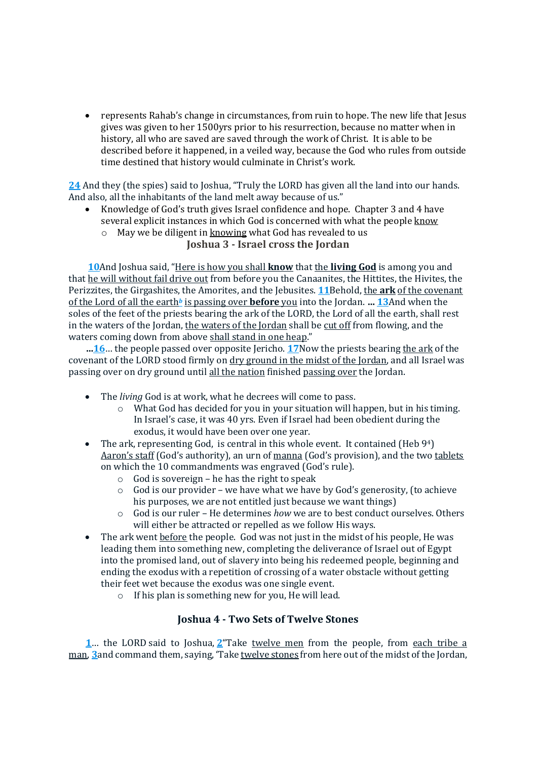- represents Rahab's change in circumstances, from ruin to hope. The new life that Jesus gives was given to her 1500yrs prior to his resurrection, because no matter when in history, all who are saved are saved through the work of Christ. It is able to be described before it happened, in a veiled way, because the God who rules from outside time destined that history would culminate in Christ's work.

**24** And they (the spies) said to Joshua, "Truly the LORD has given all the land into our hands. And also, all the inhabitants of the land melt away because of us."

- Knowledge of God's truth gives Israel confidence and hope. Chapter 3 and 4 have several explicit instances in which God is concerned with what the people know
  - May we be diligent in knowing what God has revealed to us

### Joshua 3 - Israel cross the Jordan

**10**And Joshua said, "Here is how you shall **know** that the **living God** is among you and that he will without fail drive out from before you the Canaanites, the Hittites, the Hivites, the Perizzites, the Girgashites, the Amorites, and the Jebusites. **11**Behold, the **ark** of the covenant of the Lord of all the earth[b] is passing over **before** you into the Jordan. **...** **13**And when the soles of the feet of the priests bearing the ark of the LORD, the Lord of all the earth, shall rest in the waters of the Jordan, the waters of the Jordan shall be cut off from flowing, and the waters coming down from above shall stand in one heap."

**...16**... the people passed over opposite Jericho. **17**Now the priests bearing the ark of the covenant of the LORD stood firmly on dry ground in the midst of the Jordan, and all Israel was passing over on dry ground until all the nation finished passing over the Jordan.

- The *living* God is at work, what he decrees will come to pass.
  - What God has decided for you in your situation will happen, but in his timing. In Israel's case, it was 40 yrs. Even if Israel had been obedient during the exodus, it would have been over one year.
- The ark, representing God, is central in this whole event. It contained (Heb 9[4]) Aaron's staff (God's authority), an urn of manna (God's provision), and the two tablets on which the 10 commandments was engraved (God's rule).
  - God is sovereign – he has the right to speak
  - God is our provider – we have what we have by God's generosity, (to achieve his purposes, we are not entitled just because we want things)
  - God is our ruler – He determines *how* we are to best conduct ourselves. Others will either be attracted or repelled as we follow His ways.
- The ark went before the people. God was not just in the midst of his people, He was leading them into something new, completing the deliverance of Israel out of Egypt into the promised land, out of slavery into being his redeemed people, beginning and ending the exodus with a repetition of crossing of a water obstacle without getting their feet wet because the exodus was one single event.
  - If his plan is something new for you, He will lead.

### Joshua 4 - Two Sets of Twelve Stones

**1**... the LORD said to Joshua, **2**"Take twelve men from the people, from each tribe a man, **3**and command them, saying, 'Take twelve stones from here out of the midst of the Jordan,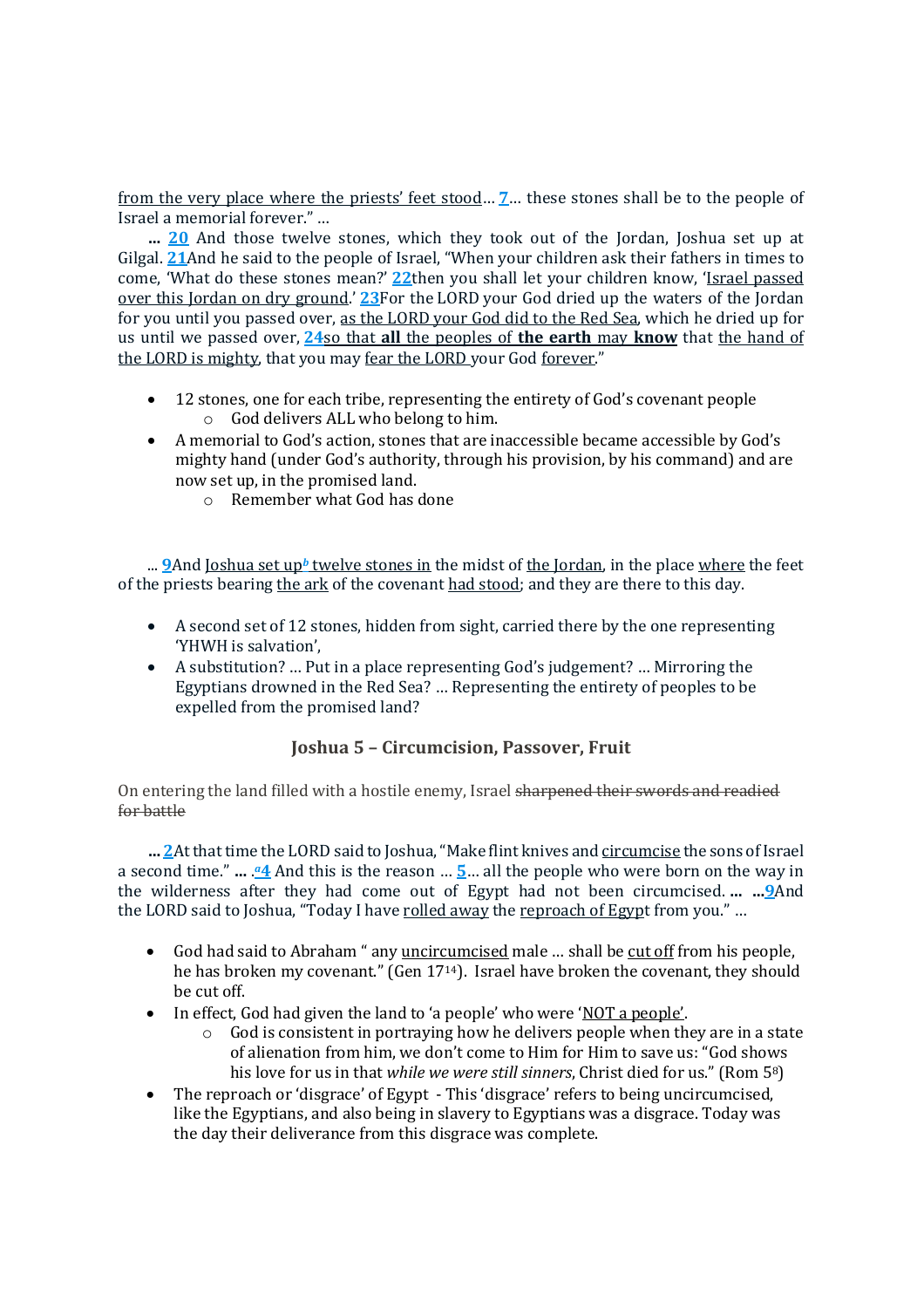from the very place where the priests' feet stood... **7**... these stones shall be to the people of Israel a memorial forever." ...

**...** **20** And those twelve stones, which they took out of the Jordan, Joshua set up at Gilgal. **21**And he said to the people of Israel, "When your children ask their fathers in times to come, 'What do these stones mean?' **22**then you shall let your children know, 'Israel passed over this Jordan on dry ground.' **23**For the LORD your God dried up the waters of the Jordan for you until you passed over, as the LORD your God did to the Red Sea, which he dried up for us until we passed over, **24**so that **all** the peoples of **the earth** may **know** that the hand of the LORD is mighty, that you may fear the LORD your God forever."

- 12 stones, one for each tribe, representing the entirety of God's covenant people
  - God delivers ALL who belong to him.
- A memorial to God's action, stones that are inaccessible became accessible by God's mighty hand (under God's authority, through his provision, by his command) and are now set up, in the promised land.
  - Remember what God has done

... **9**And Joshua set up[b] twelve stones in the midst of the Jordan, in the place where the feet of the priests bearing the ark of the covenant had stood; and they are there to this day.

- A second set of 12 stones, hidden from sight, carried there by the one representing 'YHWH is salvation',
- A substitution? ... Put in a place representing God's judgement? ... Mirroring the Egyptians drowned in the Red Sea? ... Representing the entirety of peoples to be expelled from the promised land?

### Joshua 5 – Circumcision, Passover, Fruit

On entering the land filled with a hostile enemy, Israel ~~sharpened their swords and readied for battle~~

**...** **2**At that time the LORD said to Joshua, "Make flint knives and circumcise the sons of Israel a second time." **...** .[a]**4** And this is the reason ... **5**... all the people who were born on the way in the wilderness after they had come out of Egypt had not been circumcised. **...** **...9**And the LORD said to Joshua, "Today I have rolled away the reproach of Egypt from you." ...

- God had said to Abraham " any uncircumcised male ... shall be cut off from his people, he has broken my covenant." (Gen 17[14]). Israel have broken the covenant, they should be cut off.
- In effect, God had given the land to 'a people' who were 'NOT a people'.
  - God is consistent in portraying how he delivers people when they are in a state of alienation from him, we don't come to Him for Him to save us: "God shows his love for us in that *while we were still sinners*, Christ died for us." (Rom 5[8])
- The reproach or 'disgrace' of Egypt - This 'disgrace' refers to being uncircumcised, like the Egyptians, and also being in slavery to Egyptians was a disgrace. Today was the day their deliverance from this disgrace was complete.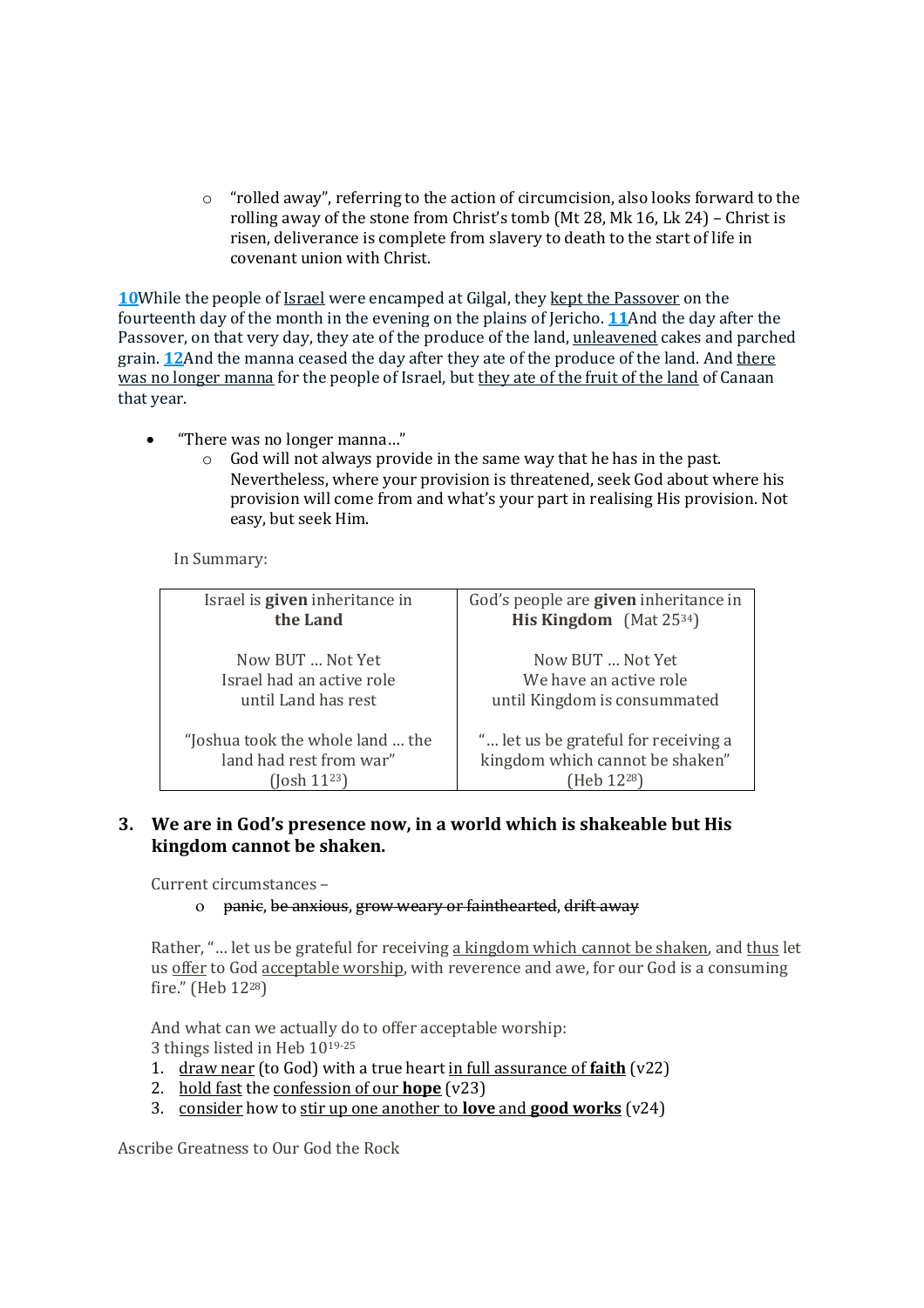- "rolled away", referring to the action of circumcision, also looks forward to the rolling away of the stone from Christ's tomb (Mt 28, Mk 16, Lk 24) – Christ is risen, deliverance is complete from slavery to death to the start of life in covenant union with Christ.

**10**While the people of Israel were encamped at Gilgal, they kept the Passover on the fourteenth day of the month in the evening on the plains of Jericho. **11**And the day after the Passover, on that very day, they ate of the produce of the land, unleavened cakes and parched grain. **12**And the manna ceased the day after they ate of the produce of the land. And there was no longer manna for the people of Israel, but they ate of the fruit of the land of Canaan that year.

- "There was no longer manna…"
   - God will not always provide in the same way that he has in the past. Nevertheless, where your provision is threatened, seek God about where his provision will come from and what's your part in realising His provision. Not easy, but seek Him.

In Summary:

| Israel is **given** inheritance in **the Land** | God's people are **given** inheritance in **His Kingdom** (Mat 25[34]) |
|---|---|
| Now BUT … Not Yet<br>Israel had an active role<br>until Land has rest | Now BUT … Not Yet<br>We have an active role<br>until Kingdom is consummated |
| "Joshua took the whole land … the land had rest from war"<br>(Josh 11[23]) | "… let us be grateful for receiving a kingdom which cannot be shaken"<br>(Heb 12[28]) |

### 3. We are in God's presence now, in a world which is shakeable but His kingdom cannot be shaken.

Current circumstances –

- ~~panic~~, ~~be anxious~~, ~~grow weary or fainthearted~~, ~~drift away~~

Rather, "… let us be grateful for receiving a kingdom which cannot be shaken, and thus let us offer to God acceptable worship, with reverence and awe, for our God is a consuming fire." (Heb 12[28])

And what can we actually do to offer acceptable worship:
3 things listed in Heb 10[19-25]

1. draw near (to God) with a true heart in full assurance of **faith** (v22)
2. hold fast the confession of our **hope** (v23)
3. consider how to stir up one another to **love** and **good works** (v24)

Ascribe Greatness to Our God the Rock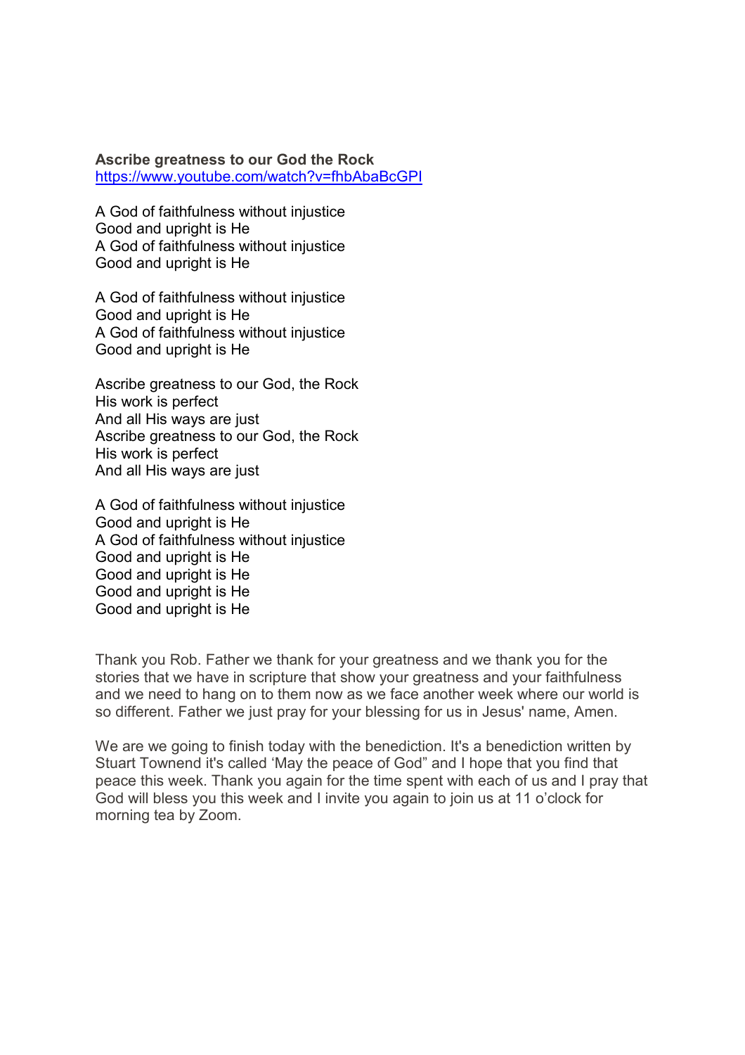**Ascribe greatness to our God the Rock**
https://www.youtube.com/watch?v=fhbAbaBcGPI

A God of faithfulness without injustice
Good and upright is He
A God of faithfulness without injustice
Good and upright is He

A God of faithfulness without injustice
Good and upright is He
A God of faithfulness without injustice
Good and upright is He

Ascribe greatness to our God, the Rock
His work is perfect
And all His ways are just
Ascribe greatness to our God, the Rock
His work is perfect
And all His ways are just

A God of faithfulness without injustice
Good and upright is He
A God of faithfulness without injustice
Good and upright is He
Good and upright is He
Good and upright is He
Good and upright is He

Thank you Rob. Father we thank for your greatness and we thank you for the stories that we have in scripture that show your greatness and your faithfulness and we need to hang on to them now as we face another week where our world is so different. Father we just pray for your blessing for us in Jesus' name, Amen.

We are we going to finish today with the benediction. It's a benediction written by Stuart Townend it's called 'May the peace of God" and I hope that you find that peace this week. Thank you again for the time spent with each of us and I pray that God will bless you this week and I invite you again to join us at 11 o'clock for morning tea by Zoom.